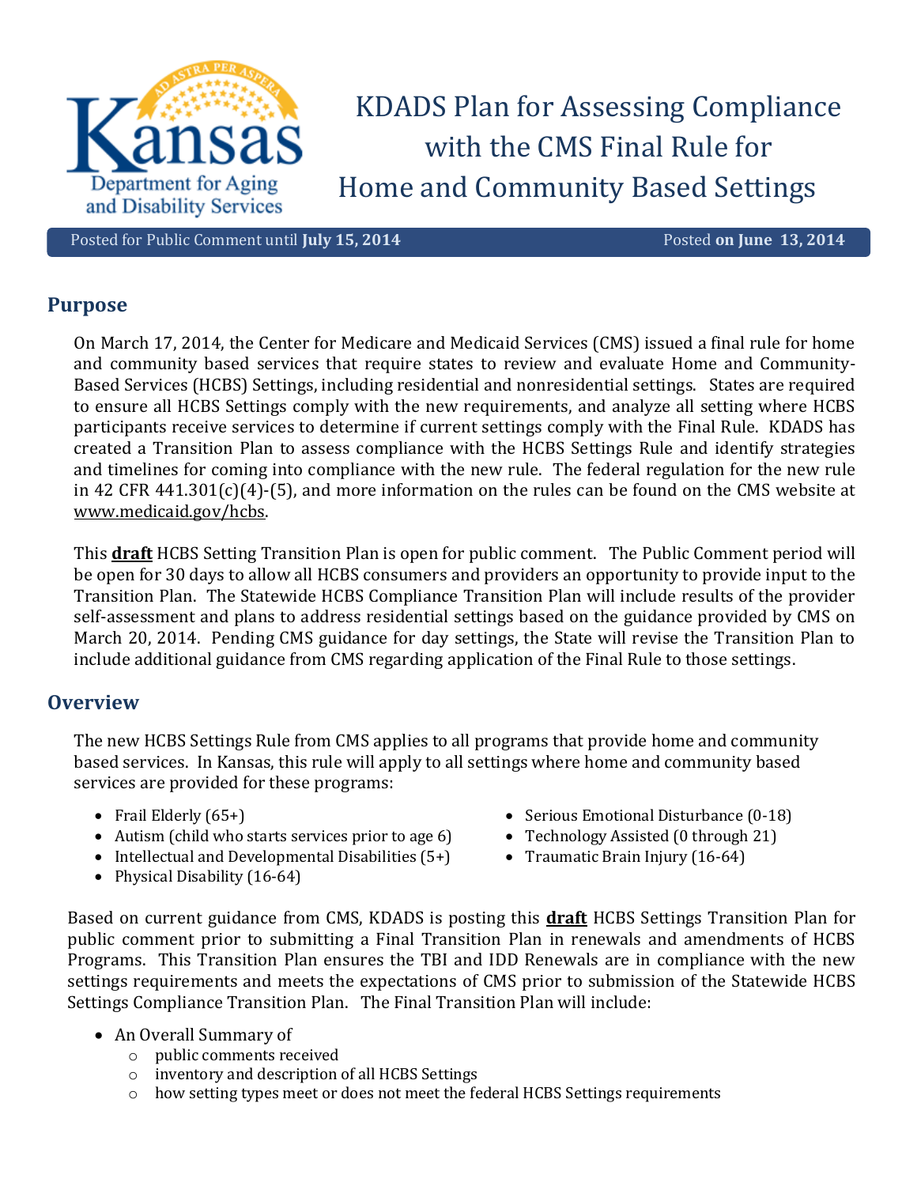# KDADS Plan for Assessing Compliance with the CMS Final Rule for Home and Community Based Settings

Posted for Public Comment until **July 15, 2014** Posted **on June 13, 2014**

## Purpose

On March 17, 2014, the Center for Medicare and Medicaid Services (CMS) issued a final rule for home and community based services that require states to review and evaluate Home and Community-Based Services (HCBS) Settings, including residential and nonresidential settings. States are required to ensure all HCBS Settings comply with the new requirements, and analyze all setting where HCBS participants receive services to determine if current settings comply with the Final Rule. KDADS has created a Transition Plan to assess compliance with the HCBS Settings Rule and identify strategies and timelines for coming into compliance with the new rule. The federal regulation for the new rule in 42 CFR 441.301(c)(4)-(5), and more information on the rules can be found on the CMS website at www.medicaid.gov/hcbs.

This **draft** HCBS Setting Transition Plan is open for public comment. The Public Comment period will be open for 30 days to allow all HCBS consumers and providers an opportunity to provide input to the Transition Plan. The Statewide HCBS Compliance Transition Plan will include results of the provider self-assessment and plans to address residential settings based on the guidance provided by CMS on March 20, 2014. Pending CMS guidance for day settings, the State will revise the Transition Plan to include additional guidance from CMS regarding application of the Final Rule to those settings.

## Overview

The new HCBS Settings Rule from CMS applies to all programs that provide home and community based services. In Kansas, this rule will apply to all settings where home and community based services are provided for these programs:

- Frail Elderly (65+)
- Autism (child who starts services prior to age 6)
- Intellectual and Developmental Disabilities (5+)
- Physical Disability (16-64)
- Serious Emotional Disturbance (0-18)
- Technology Assisted (0 through 21)
- Traumatic Brain Injury (16-64)

Based on current guidance from CMS, KDADS is posting this **draft** HCBS Settings Transition Plan for public comment prior to submitting a Final Transition Plan in renewals and amendments of HCBS Programs. This Transition Plan ensures the TBI and IDD Renewals are in compliance with the new settings requirements and meets the expectations of CMS prior to submission of the Statewide HCBS Settings Compliance Transition Plan. The Final Transition Plan will include:

- An Overall Summary of
  - public comments received
  - inventory and description of all HCBS Settings
  - how setting types meet or does not meet the federal HCBS Settings requirements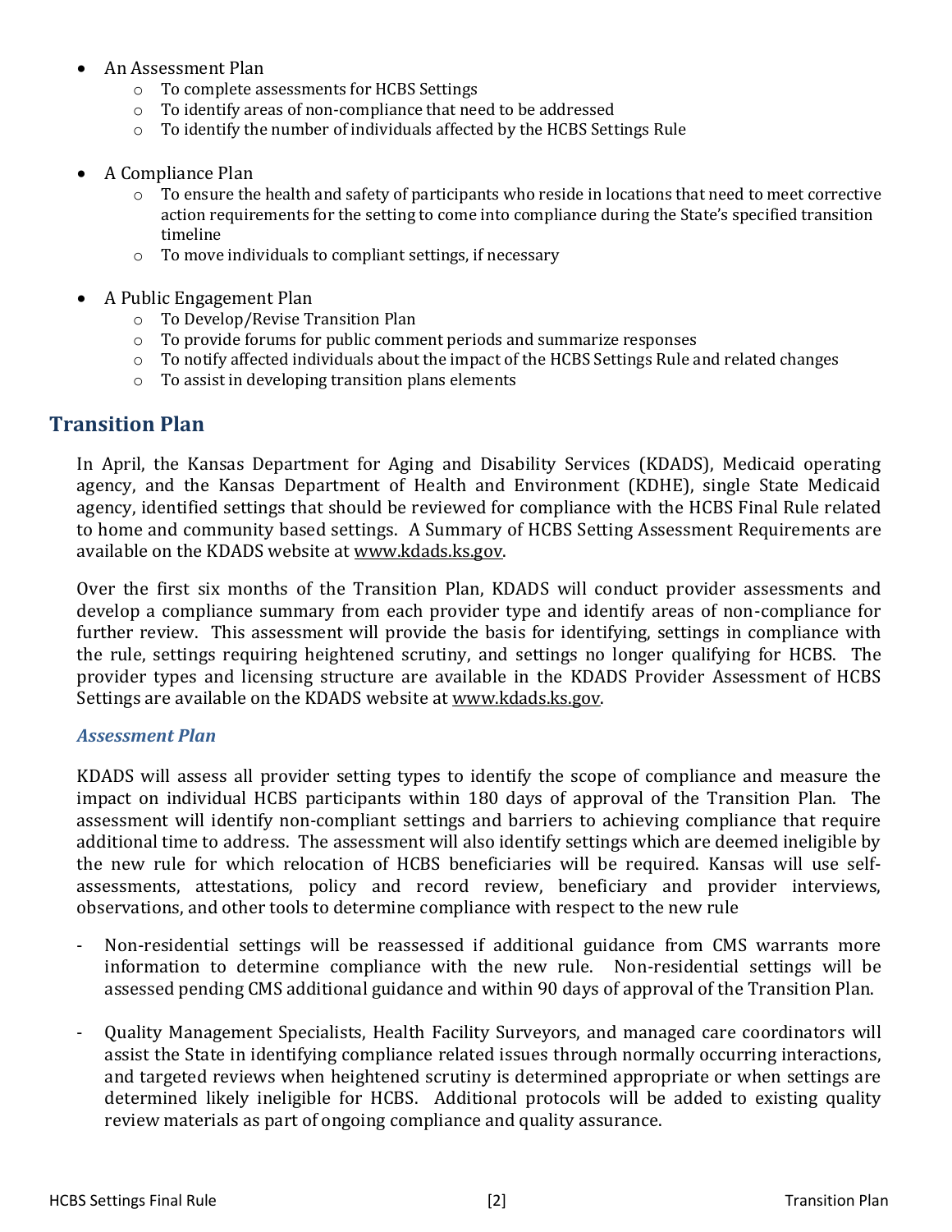- An Assessment Plan
  - To complete assessments for HCBS Settings
  - To identify areas of non-compliance that need to be addressed
  - To identify the number of individuals affected by the HCBS Settings Rule

- A Compliance Plan
  - To ensure the health and safety of participants who reside in locations that need to meet corrective action requirements for the setting to come into compliance during the State's specified transition timeline
  - To move individuals to compliant settings, if necessary

- A Public Engagement Plan
  - To Develop/Revise Transition Plan
  - To provide forums for public comment periods and summarize responses
  - To notify affected individuals about the impact of the HCBS Settings Rule and related changes
  - To assist in developing transition plans elements

## Transition Plan

In April, the Kansas Department for Aging and Disability Services (KDADS), Medicaid operating agency, and the Kansas Department of Health and Environment (KDHE), single State Medicaid agency, identified settings that should be reviewed for compliance with the HCBS Final Rule related to home and community based settings. A Summary of HCBS Setting Assessment Requirements are available on the KDADS website at www.kdads.ks.gov.

Over the first six months of the Transition Plan, KDADS will conduct provider assessments and develop a compliance summary from each provider type and identify areas of non-compliance for further review. This assessment will provide the basis for identifying, settings in compliance with the rule, settings requiring heightened scrutiny, and settings no longer qualifying for HCBS. The provider types and licensing structure are available in the KDADS Provider Assessment of HCBS Settings are available on the KDADS website at www.kdads.ks.gov.

### *Assessment Plan*

KDADS will assess all provider setting types to identify the scope of compliance and measure the impact on individual HCBS participants within 180 days of approval of the Transition Plan. The assessment will identify non-compliant settings and barriers to achieving compliance that require additional time to address. The assessment will also identify settings which are deemed ineligible by the new rule for which relocation of HCBS beneficiaries will be required. Kansas will use self-assessments, attestations, policy and record review, beneficiary and provider interviews, observations, and other tools to determine compliance with respect to the new rule

- Non-residential settings will be reassessed if additional guidance from CMS warrants more information to determine compliance with the new rule. Non-residential settings will be assessed pending CMS additional guidance and within 90 days of approval of the Transition Plan.

- Quality Management Specialists, Health Facility Surveyors, and managed care coordinators will assist the State in identifying compliance related issues through normally occurring interactions, and targeted reviews when heightened scrutiny is determined appropriate or when settings are determined likely ineligible for HCBS. Additional protocols will be added to existing quality review materials as part of ongoing compliance and quality assurance.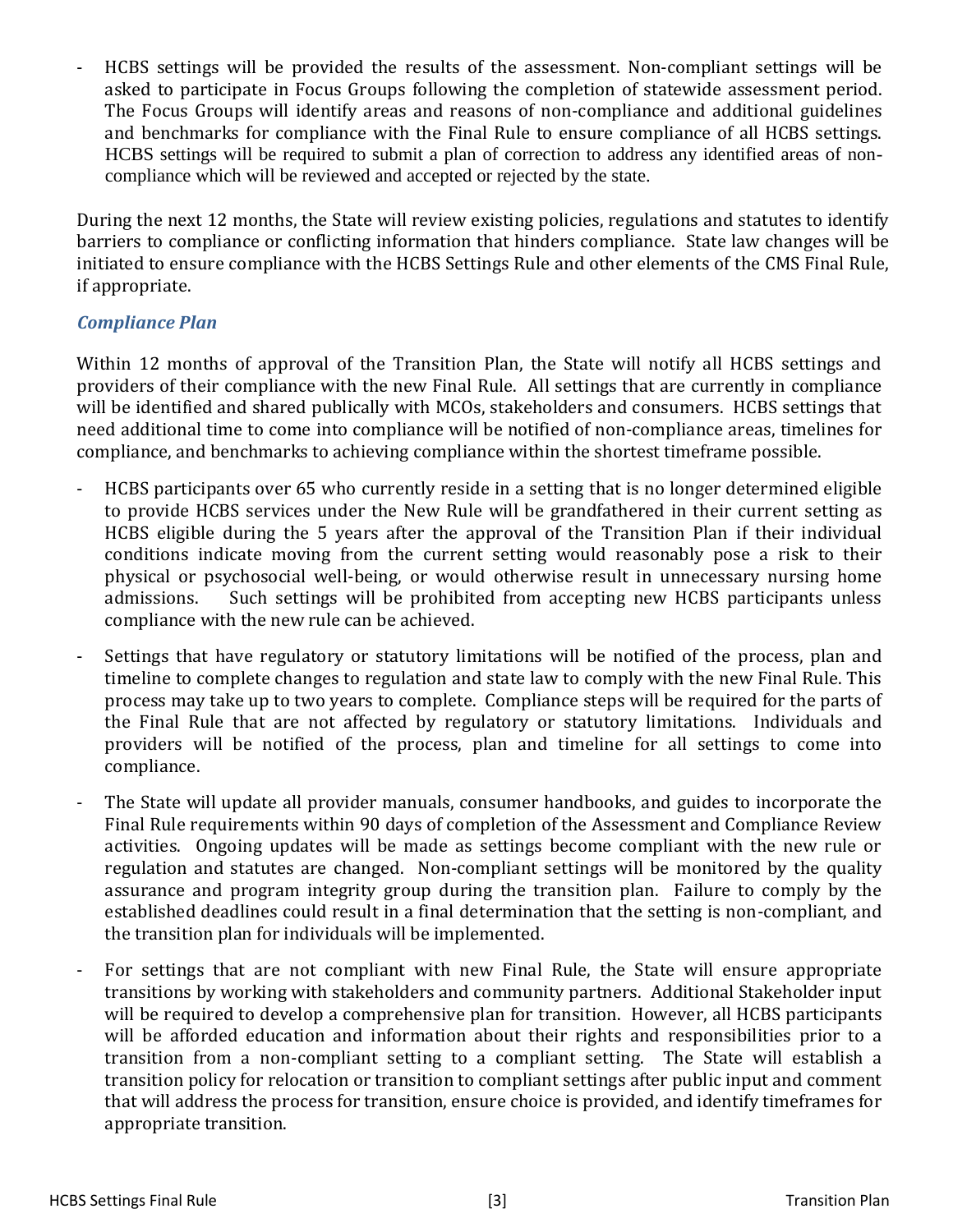- HCBS settings will be provided the results of the assessment. Non-compliant settings will be asked to participate in Focus Groups following the completion of statewide assessment period. The Focus Groups will identify areas and reasons of non-compliance and additional guidelines and benchmarks for compliance with the Final Rule to ensure compliance of all HCBS settings. HCBS settings will be required to submit a plan of correction to address any identified areas of non-compliance which will be reviewed and accepted or rejected by the state.

During the next 12 months, the State will review existing policies, regulations and statutes to identify barriers to compliance or conflicting information that hinders compliance. State law changes will be initiated to ensure compliance with the HCBS Settings Rule and other elements of the CMS Final Rule, if appropriate.

### *Compliance Plan*

Within 12 months of approval of the Transition Plan, the State will notify all HCBS settings and providers of their compliance with the new Final Rule. All settings that are currently in compliance will be identified and shared publically with MCOs, stakeholders and consumers. HCBS settings that need additional time to come into compliance will be notified of non-compliance areas, timelines for compliance, and benchmarks to achieving compliance within the shortest timeframe possible.

- HCBS participants over 65 who currently reside in a setting that is no longer determined eligible to provide HCBS services under the New Rule will be grandfathered in their current setting as HCBS eligible during the 5 years after the approval of the Transition Plan if their individual conditions indicate moving from the current setting would reasonably pose a risk to their physical or psychosocial well-being, or would otherwise result in unnecessary nursing home admissions. Such settings will be prohibited from accepting new HCBS participants unless compliance with the new rule can be achieved.
- Settings that have regulatory or statutory limitations will be notified of the process, plan and timeline to complete changes to regulation and state law to comply with the new Final Rule. This process may take up to two years to complete. Compliance steps will be required for the parts of the Final Rule that are not affected by regulatory or statutory limitations. Individuals and providers will be notified of the process, plan and timeline for all settings to come into compliance.
- The State will update all provider manuals, consumer handbooks, and guides to incorporate the Final Rule requirements within 90 days of completion of the Assessment and Compliance Review activities. Ongoing updates will be made as settings become compliant with the new rule or regulation and statutes are changed. Non-compliant settings will be monitored by the quality assurance and program integrity group during the transition plan. Failure to comply by the established deadlines could result in a final determination that the setting is non-compliant, and the transition plan for individuals will be implemented.
- For settings that are not compliant with new Final Rule, the State will ensure appropriate transitions by working with stakeholders and community partners. Additional Stakeholder input will be required to develop a comprehensive plan for transition. However, all HCBS participants will be afforded education and information about their rights and responsibilities prior to a transition from a non-compliant setting to a compliant setting. The State will establish a transition policy for relocation or transition to compliant settings after public input and comment that will address the process for transition, ensure choice is provided, and identify timeframes for appropriate transition.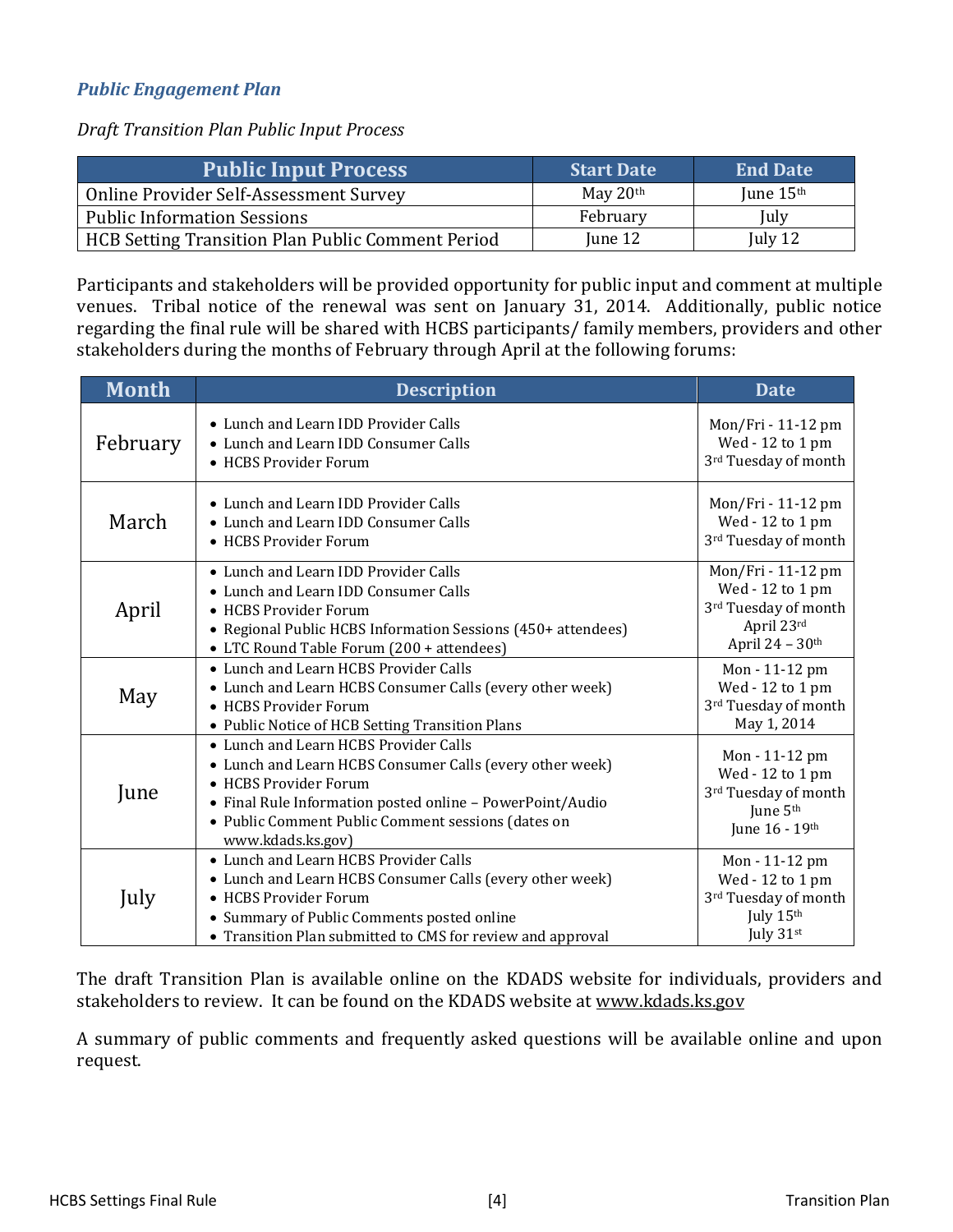### *Public Engagement Plan*

*Draft Transition Plan Public Input Process*

| Public Input Process | Start Date | End Date |
|---|---|---|
| Online Provider Self-Assessment Survey | May 20th | June 15th |
| Public Information Sessions | February | July |
| HCB Setting Transition Plan Public Comment Period | June 12 | July 12 |

Participants and stakeholders will be provided opportunity for public input and comment at multiple venues. Tribal notice of the renewal was sent on January 31, 2014. Additionally, public notice regarding the final rule will be shared with HCBS participants/ family members, providers and other stakeholders during the months of February through April at the following forums:

| Month | Description | Date |
|---|---|---|
| February | • Lunch and Learn IDD Provider Calls<br>• Lunch and Learn IDD Consumer Calls<br>• HCBS Provider Forum | Mon/Fri - 11-12 pm<br>Wed - 12 to 1 pm<br>3rd Tuesday of month |
| March | • Lunch and Learn IDD Provider Calls<br>• Lunch and Learn IDD Consumer Calls<br>• HCBS Provider Forum | Mon/Fri - 11-12 pm<br>Wed - 12 to 1 pm<br>3rd Tuesday of month |
| April | • Lunch and Learn IDD Provider Calls<br>• Lunch and Learn IDD Consumer Calls<br>• HCBS Provider Forum<br>• Regional Public HCBS Information Sessions (450+ attendees)<br>• LTC Round Table Forum (200 + attendees) | Mon/Fri - 11-12 pm<br>Wed - 12 to 1 pm<br>3rd Tuesday of month<br>April 23rd<br>April 24 – 30th |
| May | • Lunch and Learn HCBS Provider Calls<br>• Lunch and Learn HCBS Consumer Calls (every other week)<br>• HCBS Provider Forum<br>• Public Notice of HCB Setting Transition Plans | Mon - 11-12 pm<br>Wed - 12 to 1 pm<br>3rd Tuesday of month<br>May 1, 2014 |
| June | • Lunch and Learn HCBS Provider Calls<br>• Lunch and Learn HCBS Consumer Calls (every other week)<br>• HCBS Provider Forum<br>• Final Rule Information posted online – PowerPoint/Audio<br>• Public Comment Public Comment sessions (dates on www.kdads.ks.gov) | Mon - 11-12 pm<br>Wed - 12 to 1 pm<br>3rd Tuesday of month<br>June 5th<br>June 16 - 19th |
| July | • Lunch and Learn HCBS Provider Calls<br>• Lunch and Learn HCBS Consumer Calls (every other week)<br>• HCBS Provider Forum<br>• Summary of Public Comments posted online<br>• Transition Plan submitted to CMS for review and approval | Mon - 11-12 pm<br>Wed - 12 to 1 pm<br>3rd Tuesday of month<br>July 15th<br>July 31st |

The draft Transition Plan is available online on the KDADS website for individuals, providers and stakeholders to review. It can be found on the KDADS website at www.kdads.ks.gov

A summary of public comments and frequently asked questions will be available online and upon request.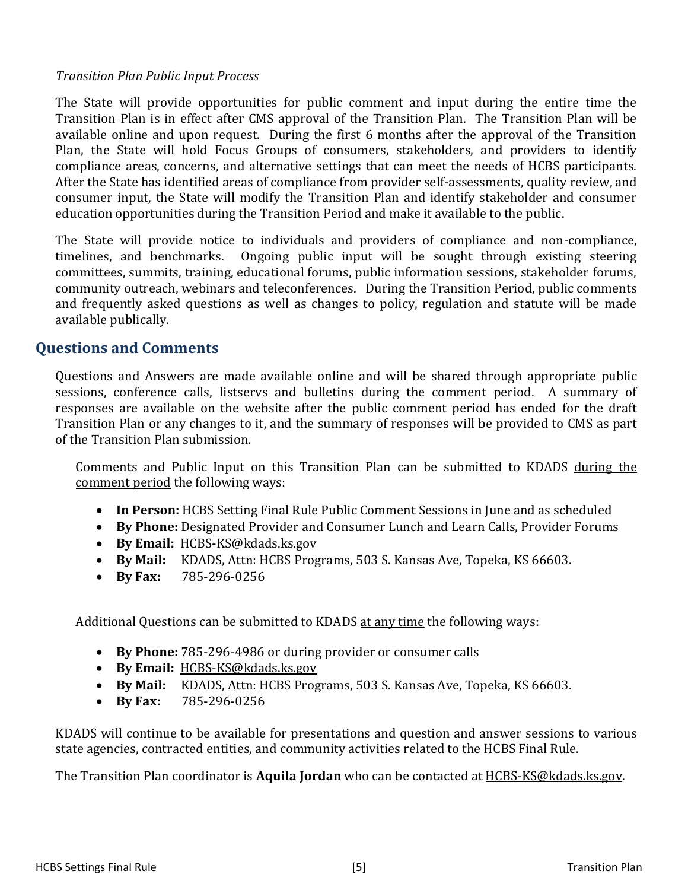*Transition Plan Public Input Process*

The State will provide opportunities for public comment and input during the entire time the Transition Plan is in effect after CMS approval of the Transition Plan. The Transition Plan will be available online and upon request. During the first 6 months after the approval of the Transition Plan, the State will hold Focus Groups of consumers, stakeholders, and providers to identify compliance areas, concerns, and alternative settings that can meet the needs of HCBS participants. After the State has identified areas of compliance from provider self-assessments, quality review, and consumer input, the State will modify the Transition Plan and identify stakeholder and consumer education opportunities during the Transition Period and make it available to the public.

The State will provide notice to individuals and providers of compliance and non-compliance, timelines, and benchmarks. Ongoing public input will be sought through existing steering committees, summits, training, educational forums, public information sessions, stakeholder forums, community outreach, webinars and teleconferences. During the Transition Period, public comments and frequently asked questions as well as changes to policy, regulation and statute will be made available publically.

## Questions and Comments

Questions and Answers are made available online and will be shared through appropriate public sessions, conference calls, listservs and bulletins during the comment period. A summary of responses are available on the website after the public comment period has ended for the draft Transition Plan or any changes to it, and the summary of responses will be provided to CMS as part of the Transition Plan submission.

Comments and Public Input on this Transition Plan can be submitted to KDADS <u>during the comment period</u> the following ways:

- **In Person:** HCBS Setting Final Rule Public Comment Sessions in June and as scheduled
- **By Phone:** Designated Provider and Consumer Lunch and Learn Calls, Provider Forums
- **By Email:** HCBS-KS@kdads.ks.gov
- **By Mail:** KDADS, Attn: HCBS Programs, 503 S. Kansas Ave, Topeka, KS 66603.
- **By Fax:** 785-296-0256

Additional Questions can be submitted to KDADS <u>at any time</u> the following ways:

- **By Phone:** 785-296-4986 or during provider or consumer calls
- **By Email:** HCBS-KS@kdads.ks.gov
- **By Mail:** KDADS, Attn: HCBS Programs, 503 S. Kansas Ave, Topeka, KS 66603.
- **By Fax:** 785-296-0256

KDADS will continue to be available for presentations and question and answer sessions to various state agencies, contracted entities, and community activities related to the HCBS Final Rule.

The Transition Plan coordinator is **Aquila Jordan** who can be contacted at HCBS-KS@kdads.ks.gov.